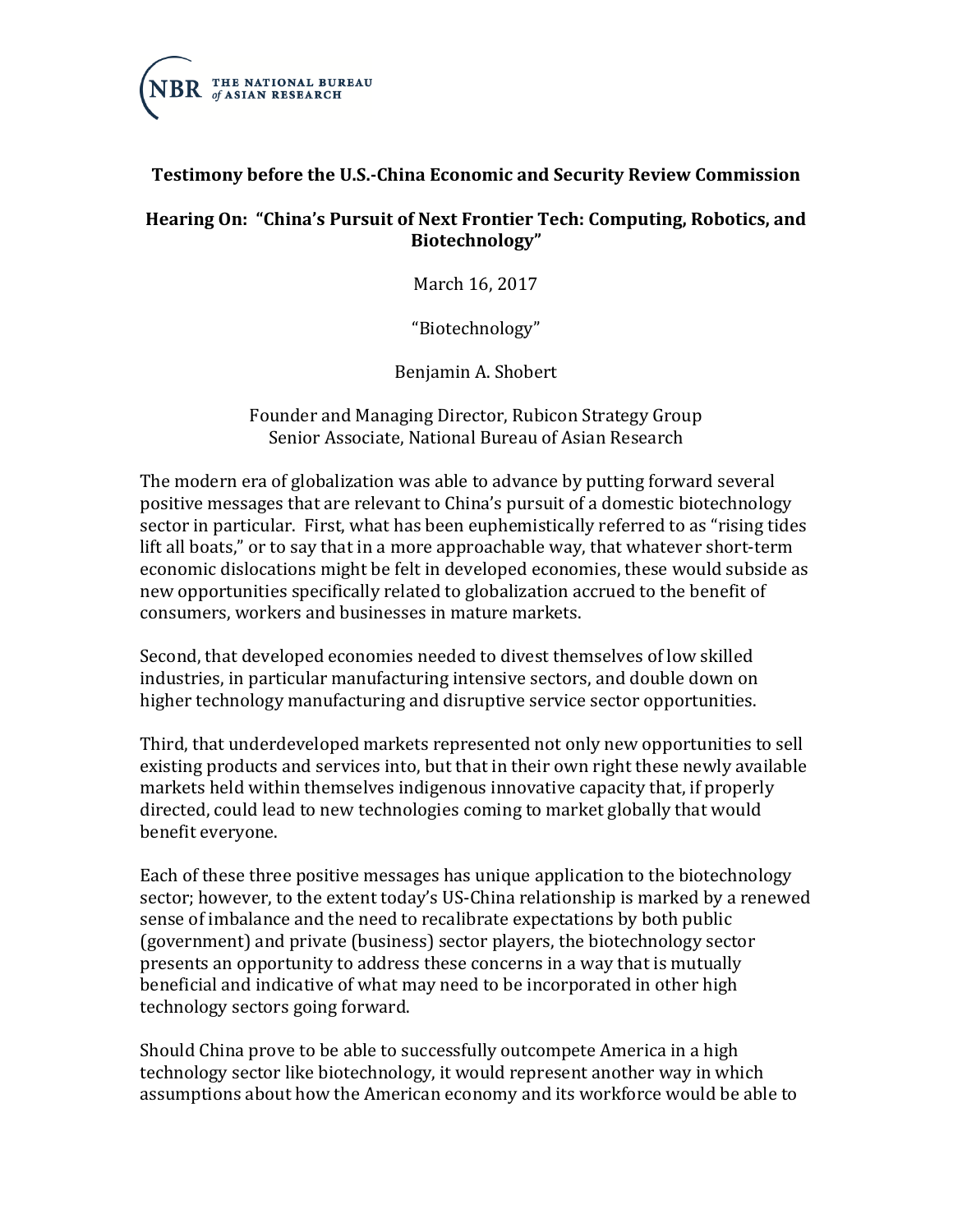THE NATIONAL BUREAU *of* ASIAN RESEARCH

**Testimony before the U.S.-China Economic and Security Review Commission**

**Hearing On: "China's Pursuit of Next Frontier Tech: Computing, Robotics, and Biotechnology"**

March 16, 2017

"Biotechnology"

Benjamin A. Shobert

Founder and Managing Director, Rubicon Strategy Group
Senior Associate, National Bureau of Asian Research

The modern era of globalization was able to advance by putting forward several positive messages that are relevant to China's pursuit of a domestic biotechnology sector in particular. First, what has been euphemistically referred to as "rising tides lift all boats," or to say that in a more approachable way, that whatever short-term economic dislocations might be felt in developed economies, these would subside as new opportunities specifically related to globalization accrued to the benefit of consumers, workers and businesses in mature markets.

Second, that developed economies needed to divest themselves of low skilled industries, in particular manufacturing intensive sectors, and double down on higher technology manufacturing and disruptive service sector opportunities.

Third, that underdeveloped markets represented not only new opportunities to sell existing products and services into, but that in their own right these newly available markets held within themselves indigenous innovative capacity that, if properly directed, could lead to new technologies coming to market globally that would benefit everyone.

Each of these three positive messages has unique application to the biotechnology sector; however, to the extent today's US-China relationship is marked by a renewed sense of imbalance and the need to recalibrate expectations by both public (government) and private (business) sector players, the biotechnology sector presents an opportunity to address these concerns in a way that is mutually beneficial and indicative of what may need to be incorporated in other high technology sectors going forward.

Should China prove to be able to successfully outcompete America in a high technology sector like biotechnology, it would represent another way in which assumptions about how the American economy and its workforce would be able to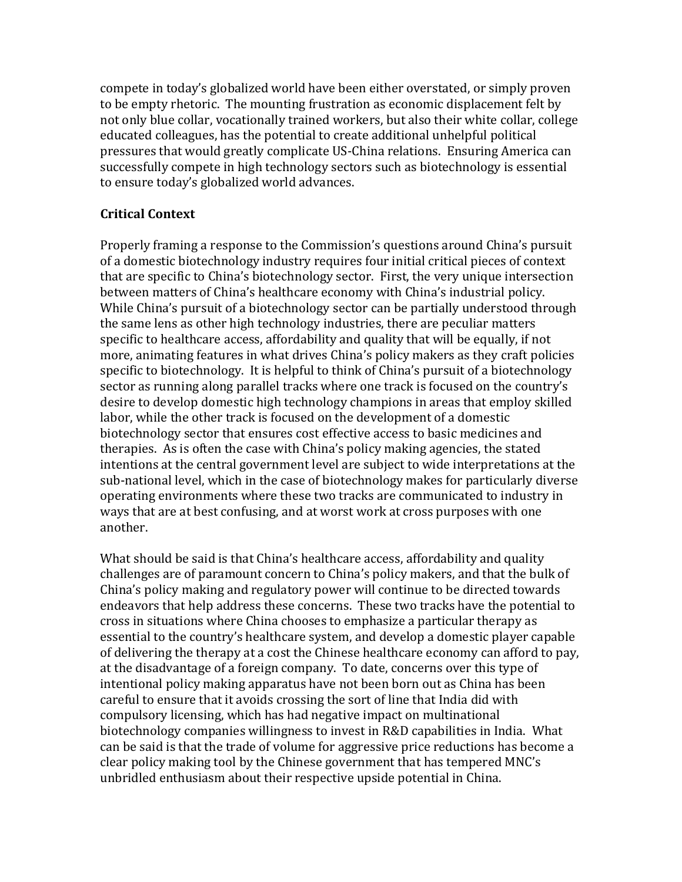compete in today's globalized world have been either overstated, or simply proven to be empty rhetoric. The mounting frustration as economic displacement felt by not only blue collar, vocationally trained workers, but also their white collar, college educated colleagues, has the potential to create additional unhelpful political pressures that would greatly complicate US-China relations. Ensuring America can successfully compete in high technology sectors such as biotechnology is essential to ensure today's globalized world advances.

**Critical Context**

Properly framing a response to the Commission's questions around China's pursuit of a domestic biotechnology industry requires four initial critical pieces of context that are specific to China's biotechnology sector. First, the very unique intersection between matters of China's healthcare economy with China's industrial policy. While China's pursuit of a biotechnology sector can be partially understood through the same lens as other high technology industries, there are peculiar matters specific to healthcare access, affordability and quality that will be equally, if not more, animating features in what drives China's policy makers as they craft policies specific to biotechnology. It is helpful to think of China's pursuit of a biotechnology sector as running along parallel tracks where one track is focused on the country's desire to develop domestic high technology champions in areas that employ skilled labor, while the other track is focused on the development of a domestic biotechnology sector that ensures cost effective access to basic medicines and therapies. As is often the case with China's policy making agencies, the stated intentions at the central government level are subject to wide interpretations at the sub-national level, which in the case of biotechnology makes for particularly diverse operating environments where these two tracks are communicated to industry in ways that are at best confusing, and at worst work at cross purposes with one another.

What should be said is that China's healthcare access, affordability and quality challenges are of paramount concern to China's policy makers, and that the bulk of China's policy making and regulatory power will continue to be directed towards endeavors that help address these concerns. These two tracks have the potential to cross in situations where China chooses to emphasize a particular therapy as essential to the country's healthcare system, and develop a domestic player capable of delivering the therapy at a cost the Chinese healthcare economy can afford to pay, at the disadvantage of a foreign company. To date, concerns over this type of intentional policy making apparatus have not been born out as China has been careful to ensure that it avoids crossing the sort of line that India did with compulsory licensing, which has had negative impact on multinational biotechnology companies willingness to invest in R&D capabilities in India. What can be said is that the trade of volume for aggressive price reductions has become a clear policy making tool by the Chinese government that has tempered MNC's unbridled enthusiasm about their respective upside potential in China.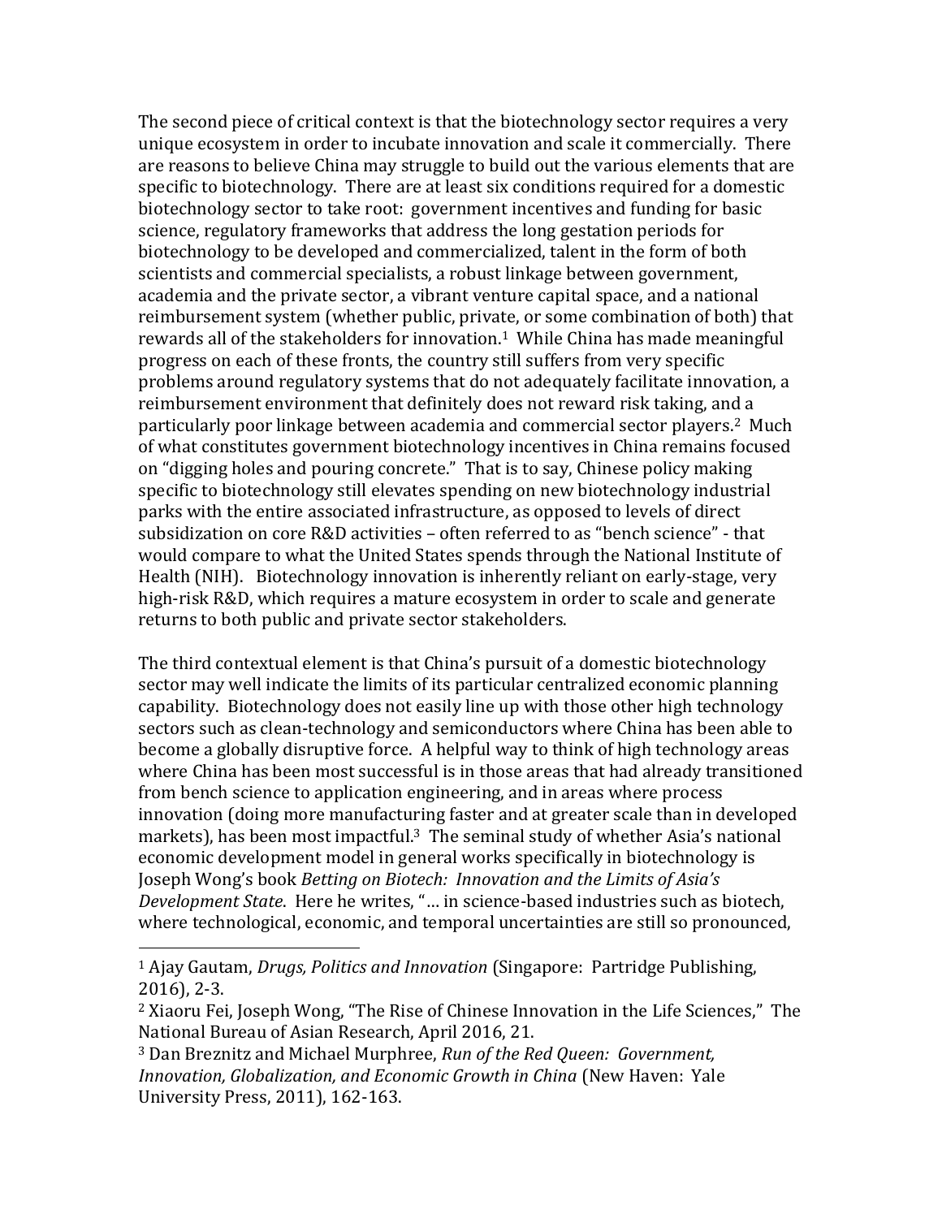The second piece of critical context is that the biotechnology sector requires a very unique ecosystem in order to incubate innovation and scale it commercially. There are reasons to believe China may struggle to build out the various elements that are specific to biotechnology. There are at least six conditions required for a domestic biotechnology sector to take root: government incentives and funding for basic science, regulatory frameworks that address the long gestation periods for biotechnology to be developed and commercialized, talent in the form of both scientists and commercial specialists, a robust linkage between government, academia and the private sector, a vibrant venture capital space, and a national reimbursement system (whether public, private, or some combination of both) that rewards all of the stakeholders for innovation.[1] While China has made meaningful progress on each of these fronts, the country still suffers from very specific problems around regulatory systems that do not adequately facilitate innovation, a reimbursement environment that definitely does not reward risk taking, and a particularly poor linkage between academia and commercial sector players.[2] Much of what constitutes government biotechnology incentives in China remains focused on "digging holes and pouring concrete." That is to say, Chinese policy making specific to biotechnology still elevates spending on new biotechnology industrial parks with the entire associated infrastructure, as opposed to levels of direct subsidization on core R&D activities – often referred to as "bench science" - that would compare to what the United States spends through the National Institute of Health (NIH). Biotechnology innovation is inherently reliant on early-stage, very high-risk R&D, which requires a mature ecosystem in order to scale and generate returns to both public and private sector stakeholders.

The third contextual element is that China's pursuit of a domestic biotechnology sector may well indicate the limits of its particular centralized economic planning capability. Biotechnology does not easily line up with those other high technology sectors such as clean-technology and semiconductors where China has been able to become a globally disruptive force. A helpful way to think of high technology areas where China has been most successful is in those areas that had already transitioned from bench science to application engineering, and in areas where process innovation (doing more manufacturing faster and at greater scale than in developed markets), has been most impactful.[3] The seminal study of whether Asia's national economic development model in general works specifically in biotechnology is Joseph Wong's book *Betting on Biotech: Innovation and the Limits of Asia's Development State*. Here he writes, "… in science-based industries such as biotech, where technological, economic, and temporal uncertainties are still so pronounced,

---

[1] Ajay Gautam, *Drugs, Politics and Innovation* (Singapore: Partridge Publishing, 2016), 2-3.

[2] Xiaoru Fei, Joseph Wong, "The Rise of Chinese Innovation in the Life Sciences," The National Bureau of Asian Research, April 2016, 21.

[3] Dan Breznitz and Michael Murphree, *Run of the Red Queen: Government, Innovation, Globalization, and Economic Growth in China* (New Haven: Yale University Press, 2011), 162-163.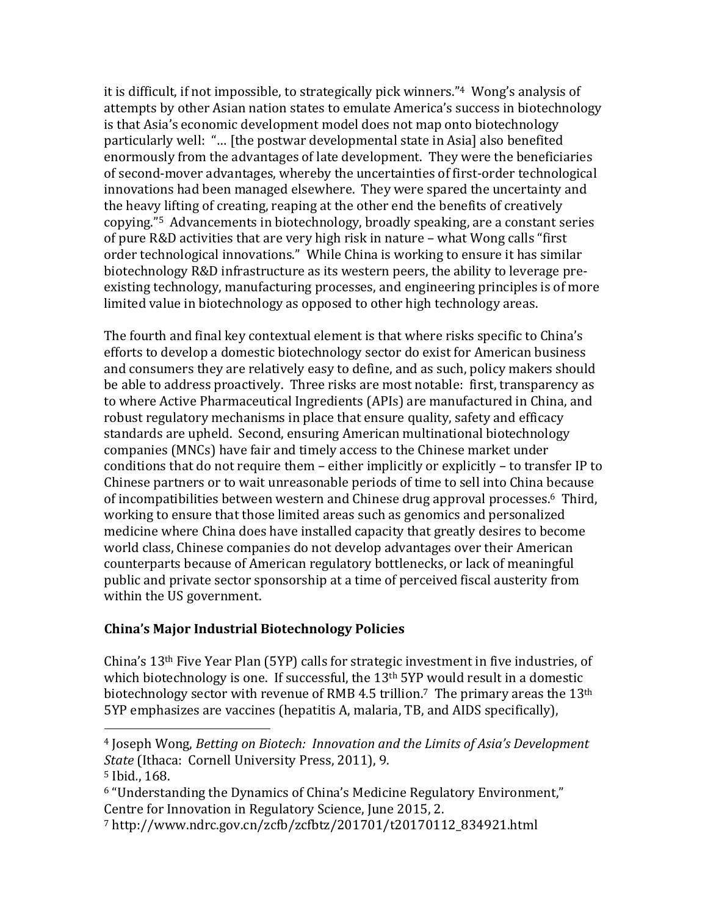it is difficult, if not impossible, to strategically pick winners."[4] Wong's analysis of attempts by other Asian nation states to emulate America's success in biotechnology is that Asia's economic development model does not map onto biotechnology particularly well: "… [the postwar developmental state in Asia] also benefited enormously from the advantages of late development. They were the beneficiaries of second-mover advantages, whereby the uncertainties of first-order technological innovations had been managed elsewhere. They were spared the uncertainty and the heavy lifting of creating, reaping at the other end the benefits of creatively copying."[5] Advancements in biotechnology, broadly speaking, are a constant series of pure R&D activities that are very high risk in nature – what Wong calls "first order technological innovations." While China is working to ensure it has similar biotechnology R&D infrastructure as its western peers, the ability to leverage pre-existing technology, manufacturing processes, and engineering principles is of more limited value in biotechnology as opposed to other high technology areas.

The fourth and final key contextual element is that where risks specific to China's efforts to develop a domestic biotechnology sector do exist for American business and consumers they are relatively easy to define, and as such, policy makers should be able to address proactively. Three risks are most notable: first, transparency as to where Active Pharmaceutical Ingredients (APIs) are manufactured in China, and robust regulatory mechanisms in place that ensure quality, safety and efficacy standards are upheld. Second, ensuring American multinational biotechnology companies (MNCs) have fair and timely access to the Chinese market under conditions that do not require them – either implicitly or explicitly – to transfer IP to Chinese partners or to wait unreasonable periods of time to sell into China because of incompatibilities between western and Chinese drug approval processes.[6] Third, working to ensure that those limited areas such as genomics and personalized medicine where China does have installed capacity that greatly desires to become world class, Chinese companies do not develop advantages over their American counterparts because of American regulatory bottlenecks, or lack of meaningful public and private sector sponsorship at a time of perceived fiscal austerity from within the US government.

## China's Major Industrial Biotechnology Policies

China's 13th Five Year Plan (5YP) calls for strategic investment in five industries, of which biotechnology is one. If successful, the 13th 5YP would result in a domestic biotechnology sector with revenue of RMB 4.5 trillion.[7] The primary areas the 13th 5YP emphasizes are vaccines (hepatitis A, malaria, TB, and AIDS specifically),

---

[4] Joseph Wong, *Betting on Biotech: Innovation and the Limits of Asia's Development State* (Ithaca: Cornell University Press, 2011), 9.

[5] Ibid., 168.

[6] "Understanding the Dynamics of China's Medicine Regulatory Environment," Centre for Innovation in Regulatory Science, June 2015, 2.

[7] http://www.ndrc.gov.cn/zcfb/zcfbtz/201701/t20170112_834921.html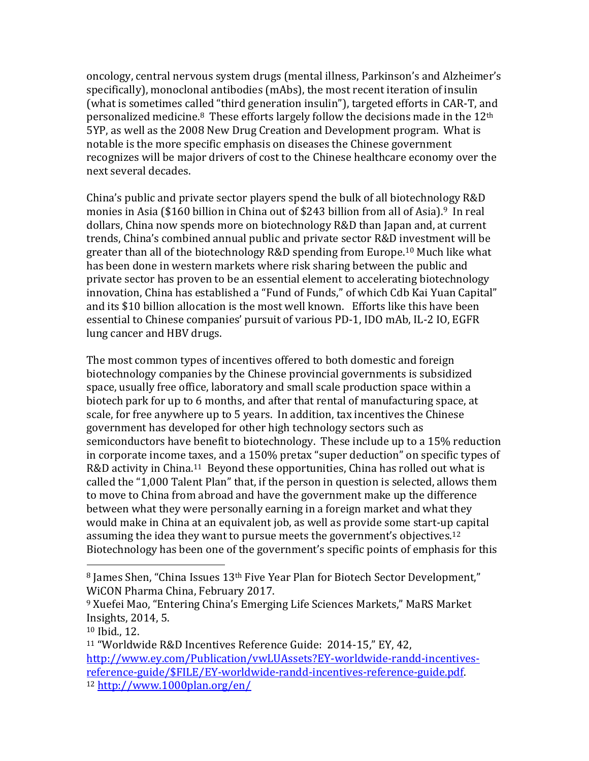oncology, central nervous system drugs (mental illness, Parkinson's and Alzheimer's specifically), monoclonal antibodies (mAbs), the most recent iteration of insulin (what is sometimes called "third generation insulin"), targeted efforts in CAR-T, and personalized medicine.[8] These efforts largely follow the decisions made in the 12th 5YP, as well as the 2008 New Drug Creation and Development program. What is notable is the more specific emphasis on diseases the Chinese government recognizes will be major drivers of cost to the Chinese healthcare economy over the next several decades.

China's public and private sector players spend the bulk of all biotechnology R&D monies in Asia ($160 billion in China out of $243 billion from all of Asia).[9] In real dollars, China now spends more on biotechnology R&D than Japan and, at current trends, China's combined annual public and private sector R&D investment will be greater than all of the biotechnology R&D spending from Europe.[10] Much like what has been done in western markets where risk sharing between the public and private sector has proven to be an essential element to accelerating biotechnology innovation, China has established a "Fund of Funds," of which Cdb Kai Yuan Capital" and its $10 billion allocation is the most well known. Efforts like this have been essential to Chinese companies' pursuit of various PD-1, IDO mAb, IL-2 IO, EGFR lung cancer and HBV drugs.

The most common types of incentives offered to both domestic and foreign biotechnology companies by the Chinese provincial governments is subsidized space, usually free office, laboratory and small scale production space within a biotech park for up to 6 months, and after that rental of manufacturing space, at scale, for free anywhere up to 5 years. In addition, tax incentives the Chinese government has developed for other high technology sectors such as semiconductors have benefit to biotechnology. These include up to a 15% reduction in corporate income taxes, and a 150% pretax "super deduction" on specific types of R&D activity in China.[11] Beyond these opportunities, China has rolled out what is called the "1,000 Talent Plan" that, if the person in question is selected, allows them to move to China from abroad and have the government make up the difference between what they were personally earning in a foreign market and what they would make in China at an equivalent job, as well as provide some start-up capital assuming the idea they want to pursue meets the government's objectives.[12] Biotechnology has been one of the government's specific points of emphasis for this

---

[8] James Shen, "China Issues 13th Five Year Plan for Biotech Sector Development," WiCON Pharma China, February 2017.

[9] Xuefei Mao, "Entering China's Emerging Life Sciences Markets," MaRS Market Insights, 2014, 5.

[10] Ibid., 12.

[11] "Worldwide R&D Incentives Reference Guide: 2014-15," EY, 42, http://www.ey.com/Publication/vwLUAssets?EY-worldwide-randd-incentives-reference-guide/$FILE/EY-worldwide-randd-incentives-reference-guide.pdf.

[12] http://www.1000plan.org/en/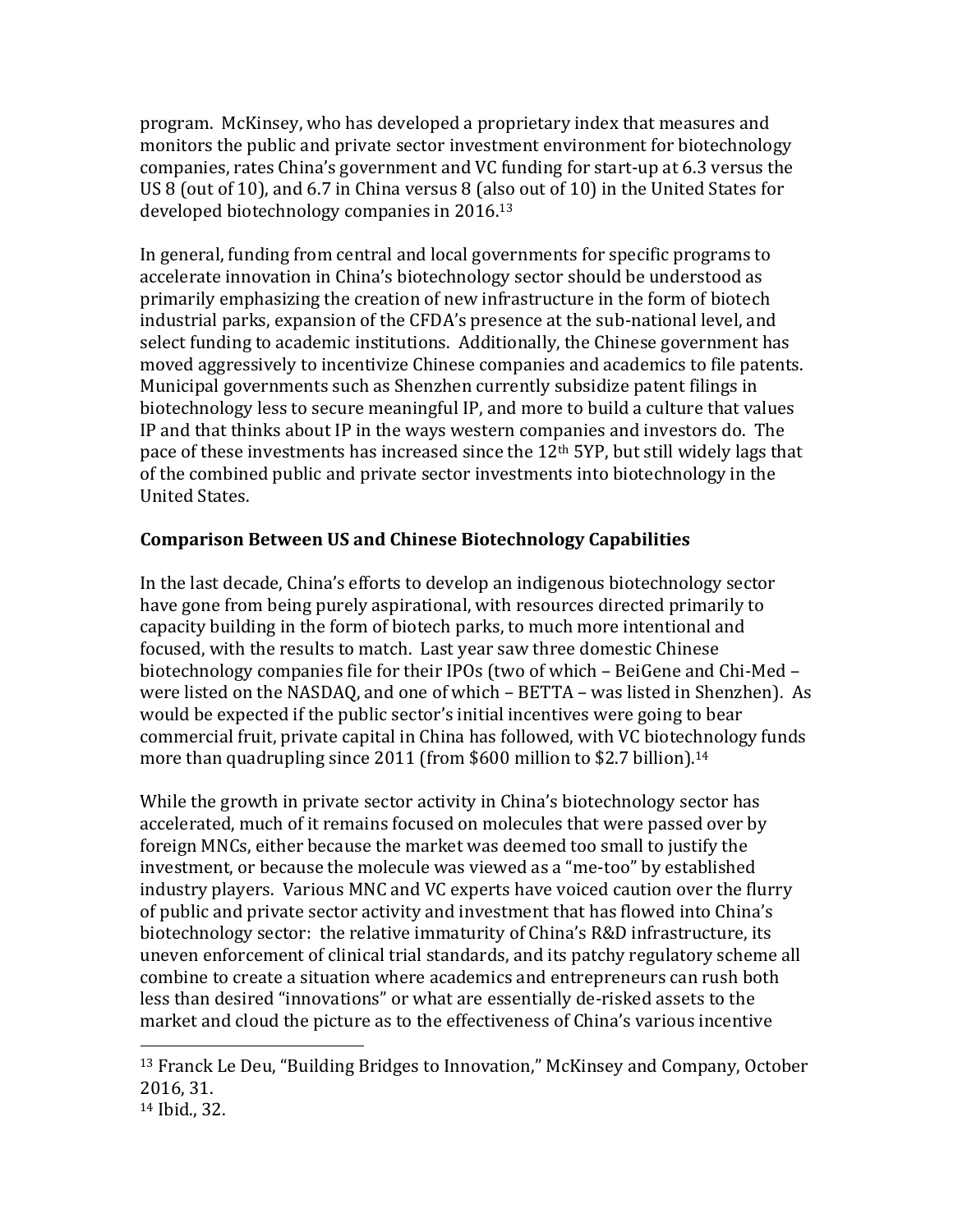program. McKinsey, who has developed a proprietary index that measures and monitors the public and private sector investment environment for biotechnology companies, rates China's government and VC funding for start-up at 6.3 versus the US 8 (out of 10), and 6.7 in China versus 8 (also out of 10) in the United States for developed biotechnology companies in 2016.[13]

In general, funding from central and local governments for specific programs to accelerate innovation in China's biotechnology sector should be understood as primarily emphasizing the creation of new infrastructure in the form of biotech industrial parks, expansion of the CFDA's presence at the sub-national level, and select funding to academic institutions. Additionally, the Chinese government has moved aggressively to incentivize Chinese companies and academics to file patents. Municipal governments such as Shenzhen currently subsidize patent filings in biotechnology less to secure meaningful IP, and more to build a culture that values IP and that thinks about IP in the ways western companies and investors do. The pace of these investments has increased since the 12th 5YP, but still widely lags that of the combined public and private sector investments into biotechnology in the United States.

## Comparison Between US and Chinese Biotechnology Capabilities

In the last decade, China's efforts to develop an indigenous biotechnology sector have gone from being purely aspirational, with resources directed primarily to capacity building in the form of biotech parks, to much more intentional and focused, with the results to match. Last year saw three domestic Chinese biotechnology companies file for their IPOs (two of which – BeiGene and Chi-Med – were listed on the NASDAQ, and one of which – BETTA – was listed in Shenzhen). As would be expected if the public sector's initial incentives were going to bear commercial fruit, private capital in China has followed, with VC biotechnology funds more than quadrupling since 2011 (from $600 million to $2.7 billion).[14]

While the growth in private sector activity in China's biotechnology sector has accelerated, much of it remains focused on molecules that were passed over by foreign MNCs, either because the market was deemed too small to justify the investment, or because the molecule was viewed as a "me-too" by established industry players. Various MNC and VC experts have voiced caution over the flurry of public and private sector activity and investment that has flowed into China's biotechnology sector: the relative immaturity of China's R&D infrastructure, its uneven enforcement of clinical trial standards, and its patchy regulatory scheme all combine to create a situation where academics and entrepreneurs can rush both less than desired "innovations" or what are essentially de-risked assets to the market and cloud the picture as to the effectiveness of China's various incentive

---

[13] Franck Le Deu, "Building Bridges to Innovation," McKinsey and Company, October 2016, 31.

[14] Ibid., 32.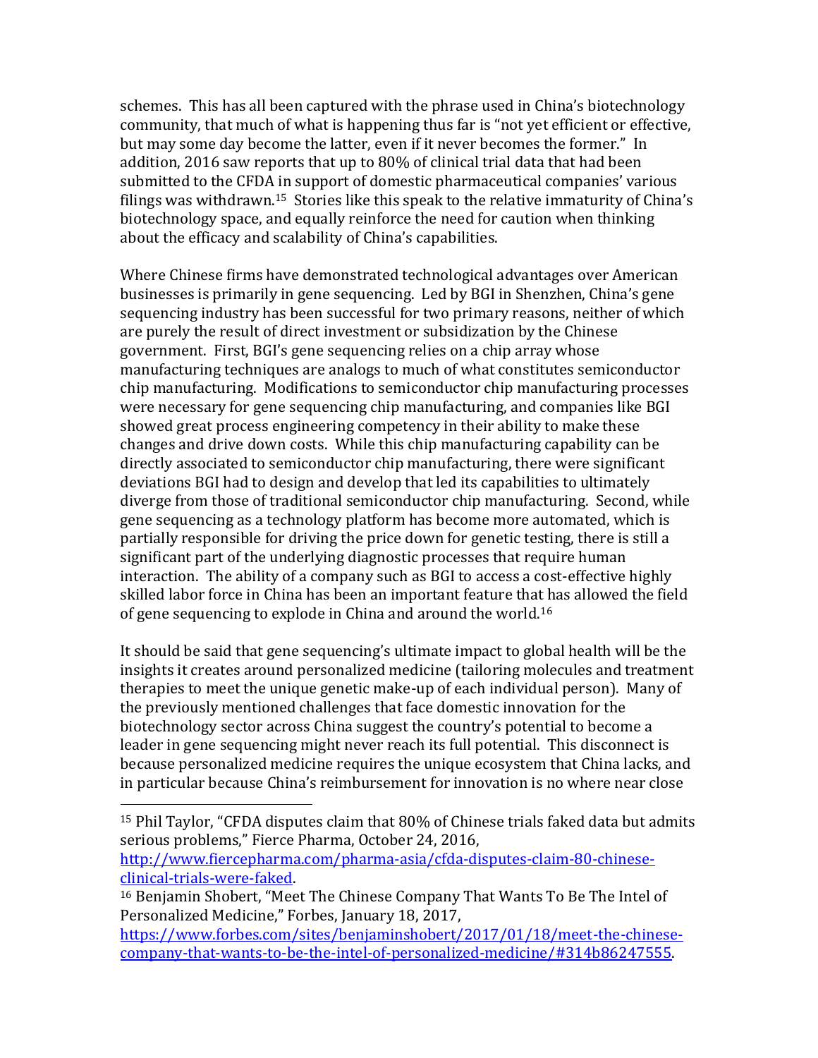schemes. This has all been captured with the phrase used in China's biotechnology community, that much of what is happening thus far is "not yet efficient or effective, but may some day become the latter, even if it never becomes the former." In addition, 2016 saw reports that up to 80% of clinical trial data that had been submitted to the CFDA in support of domestic pharmaceutical companies' various filings was withdrawn.[15] Stories like this speak to the relative immaturity of China's biotechnology space, and equally reinforce the need for caution when thinking about the efficacy and scalability of China's capabilities.

Where Chinese firms have demonstrated technological advantages over American businesses is primarily in gene sequencing. Led by BGI in Shenzhen, China's gene sequencing industry has been successful for two primary reasons, neither of which are purely the result of direct investment or subsidization by the Chinese government. First, BGI's gene sequencing relies on a chip array whose manufacturing techniques are analogs to much of what constitutes semiconductor chip manufacturing. Modifications to semiconductor chip manufacturing processes were necessary for gene sequencing chip manufacturing, and companies like BGI showed great process engineering competency in their ability to make these changes and drive down costs. While this chip manufacturing capability can be directly associated to semiconductor chip manufacturing, there were significant deviations BGI had to design and develop that led its capabilities to ultimately diverge from those of traditional semiconductor chip manufacturing. Second, while gene sequencing as a technology platform has become more automated, which is partially responsible for driving the price down for genetic testing, there is still a significant part of the underlying diagnostic processes that require human interaction. The ability of a company such as BGI to access a cost-effective highly skilled labor force in China has been an important feature that has allowed the field of gene sequencing to explode in China and around the world.[16]

It should be said that gene sequencing's ultimate impact to global health will be the insights it creates around personalized medicine (tailoring molecules and treatment therapies to meet the unique genetic make-up of each individual person). Many of the previously mentioned challenges that face domestic innovation for the biotechnology sector across China suggest the country's potential to become a leader in gene sequencing might never reach its full potential. This disconnect is because personalized medicine requires the unique ecosystem that China lacks, and in particular because China's reimbursement for innovation is no where near close

---

[15] Phil Taylor, "CFDA disputes claim that 80% of Chinese trials faked data but admits serious problems," Fierce Pharma, October 24, 2016, http://www.fiercepharma.com/pharma-asia/cfda-disputes-claim-80-chinese-clinical-trials-were-faked.

[16] Benjamin Shobert, "Meet The Chinese Company That Wants To Be The Intel of Personalized Medicine," Forbes, January 18, 2017, https://www.forbes.com/sites/benjaminshobert/2017/01/18/meet-the-chinese-company-that-wants-to-be-the-intel-of-personalized-medicine/#314b86247555.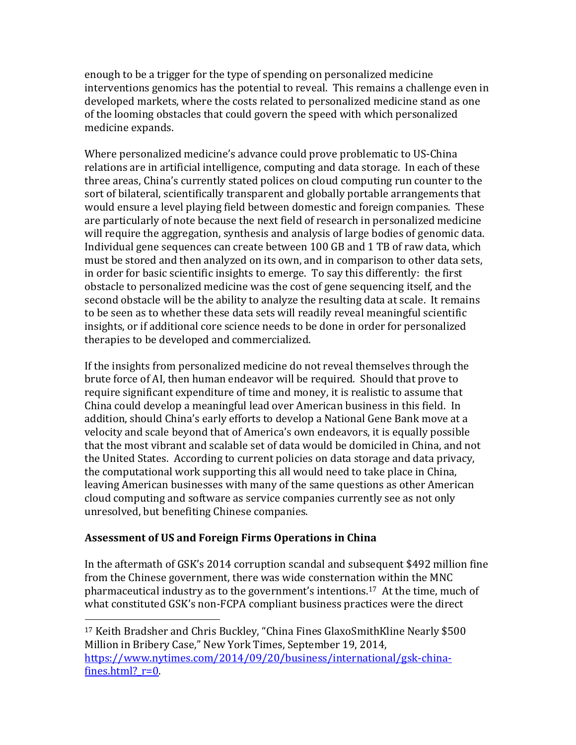enough to be a trigger for the type of spending on personalized medicine interventions genomics has the potential to reveal. This remains a challenge even in developed markets, where the costs related to personalized medicine stand as one of the looming obstacles that could govern the speed with which personalized medicine expands.

Where personalized medicine's advance could prove problematic to US-China relations are in artificial intelligence, computing and data storage. In each of these three areas, China's currently stated polices on cloud computing run counter to the sort of bilateral, scientifically transparent and globally portable arrangements that would ensure a level playing field between domestic and foreign companies. These are particularly of note because the next field of research in personalized medicine will require the aggregation, synthesis and analysis of large bodies of genomic data. Individual gene sequences can create between 100 GB and 1 TB of raw data, which must be stored and then analyzed on its own, and in comparison to other data sets, in order for basic scientific insights to emerge. To say this differently: the first obstacle to personalized medicine was the cost of gene sequencing itself, and the second obstacle will be the ability to analyze the resulting data at scale. It remains to be seen as to whether these data sets will readily reveal meaningful scientific insights, or if additional core science needs to be done in order for personalized therapies to be developed and commercialized.

If the insights from personalized medicine do not reveal themselves through the brute force of AI, then human endeavor will be required. Should that prove to require significant expenditure of time and money, it is realistic to assume that China could develop a meaningful lead over American business in this field. In addition, should China's early efforts to develop a National Gene Bank move at a velocity and scale beyond that of America's own endeavors, it is equally possible that the most vibrant and scalable set of data would be domiciled in China, and not the United States. According to current policies on data storage and data privacy, the computational work supporting this all would need to take place in China, leaving American businesses with many of the same questions as other American cloud computing and software as service companies currently see as not only unresolved, but benefiting Chinese companies.

## Assessment of US and Foreign Firms Operations in China

In the aftermath of GSK's 2014 corruption scandal and subsequent $492 million fine from the Chinese government, there was wide consternation within the MNC pharmaceutical industry as to the government's intentions.[17] At the time, much of what constituted GSK's non-FCPA compliant business practices were the direct

[17] Keith Bradsher and Chris Buckley, "China Fines GlaxoSmithKline Nearly $500 Million in Bribery Case," New York Times, September 19, 2014, https://www.nytimes.com/2014/09/20/business/international/gsk-china-fines.html?_r=0.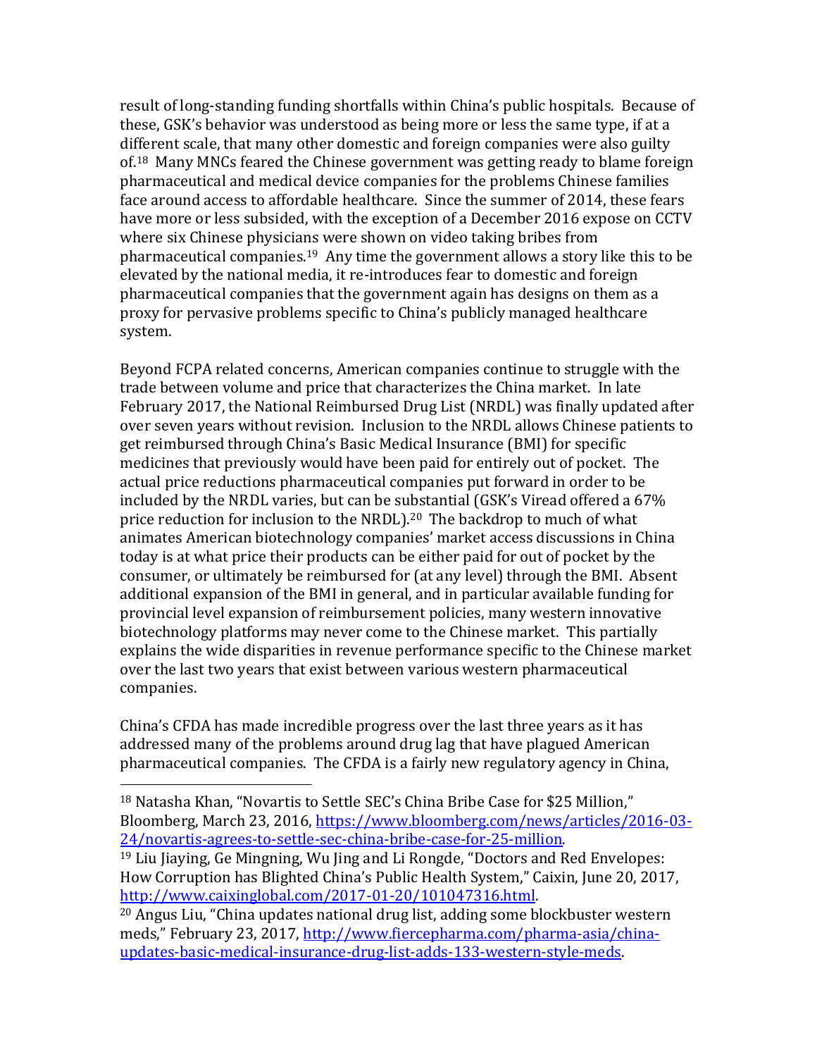result of long-standing funding shortfalls within China's public hospitals. Because of these, GSK's behavior was understood as being more or less the same type, if at a different scale, that many other domestic and foreign companies were also guilty of.[18] Many MNCs feared the Chinese government was getting ready to blame foreign pharmaceutical and medical device companies for the problems Chinese families face around access to affordable healthcare. Since the summer of 2014, these fears have more or less subsided, with the exception of a December 2016 expose on CCTV where six Chinese physicians were shown on video taking bribes from pharmaceutical companies.[19] Any time the government allows a story like this to be elevated by the national media, it re-introduces fear to domestic and foreign pharmaceutical companies that the government again has designs on them as a proxy for pervasive problems specific to China's publicly managed healthcare system.

Beyond FCPA related concerns, American companies continue to struggle with the trade between volume and price that characterizes the China market. In late February 2017, the National Reimbursed Drug List (NRDL) was finally updated after over seven years without revision. Inclusion to the NRDL allows Chinese patients to get reimbursed through China's Basic Medical Insurance (BMI) for specific medicines that previously would have been paid for entirely out of pocket. The actual price reductions pharmaceutical companies put forward in order to be included by the NRDL varies, but can be substantial (GSK's Viread offered a 67% price reduction for inclusion to the NRDL).[20] The backdrop to much of what animates American biotechnology companies' market access discussions in China today is at what price their products can be either paid for out of pocket by the consumer, or ultimately be reimbursed for (at any level) through the BMI. Absent additional expansion of the BMI in general, and in particular available funding for provincial level expansion of reimbursement policies, many western innovative biotechnology platforms may never come to the Chinese market. This partially explains the wide disparities in revenue performance specific to the Chinese market over the last two years that exist between various western pharmaceutical companies.

China's CFDA has made incredible progress over the last three years as it has addressed many of the problems around drug lag that have plagued American pharmaceutical companies. The CFDA is a fairly new regulatory agency in China,

---

[18] Natasha Khan, "Novartis to Settle SEC's China Bribe Case for $25 Million," Bloomberg, March 23, 2016, https://www.bloomberg.com/news/articles/2016-03-24/novartis-agrees-to-settle-sec-china-bribe-case-for-25-million.

[19] Liu Jiaying, Ge Mingning, Wu Jing and Li Rongde, "Doctors and Red Envelopes: How Corruption has Blighted China's Public Health System," Caixin, June 20, 2017, http://www.caixinglobal.com/2017-01-20/101047316.html.

[20] Angus Liu, "China updates national drug list, adding some blockbuster western meds," February 23, 2017, http://www.fiercepharma.com/pharma-asia/china-updates-basic-medical-insurance-drug-list-adds-133-western-style-meds.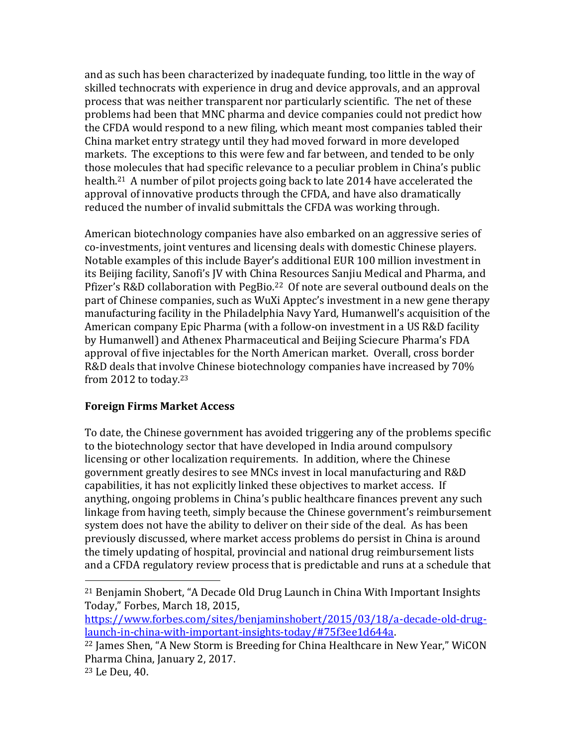and as such has been characterized by inadequate funding, too little in the way of skilled technocrats with experience in drug and device approvals, and an approval process that was neither transparent nor particularly scientific. The net of these problems had been that MNC pharma and device companies could not predict how the CFDA would respond to a new filing, which meant most companies tabled their China market entry strategy until they had moved forward in more developed markets. The exceptions to this were few and far between, and tended to be only those molecules that had specific relevance to a peculiar problem in China's public health.[21] A number of pilot projects going back to late 2014 have accelerated the approval of innovative products through the CFDA, and have also dramatically reduced the number of invalid submittals the CFDA was working through.

American biotechnology companies have also embarked on an aggressive series of co-investments, joint ventures and licensing deals with domestic Chinese players. Notable examples of this include Bayer's additional EUR 100 million investment in its Beijing facility, Sanofi's JV with China Resources Sanjiu Medical and Pharma, and Pfizer's R&D collaboration with PegBio.[22] Of note are several outbound deals on the part of Chinese companies, such as WuXi Apptec's investment in a new gene therapy manufacturing facility in the Philadelphia Navy Yard, Humanwell's acquisition of the American company Epic Pharma (with a follow-on investment in a US R&D facility by Humanwell) and Athenex Pharmaceutical and Beijing Sciecure Pharma's FDA approval of five injectables for the North American market. Overall, cross border R&D deals that involve Chinese biotechnology companies have increased by 70% from 2012 to today.[23]

**Foreign Firms Market Access**

To date, the Chinese government has avoided triggering any of the problems specific to the biotechnology sector that have developed in India around compulsory licensing or other localization requirements. In addition, where the Chinese government greatly desires to see MNCs invest in local manufacturing and R&D capabilities, it has not explicitly linked these objectives to market access. If anything, ongoing problems in China's public healthcare finances prevent any such linkage from having teeth, simply because the Chinese government's reimbursement system does not have the ability to deliver on their side of the deal. As has been previously discussed, where market access problems do persist in China is around the timely updating of hospital, provincial and national drug reimbursement lists and a CFDA regulatory review process that is predictable and runs at a schedule that

---

[21] Benjamin Shobert, "A Decade Old Drug Launch in China With Important Insights Today," Forbes, March 18, 2015, https://www.forbes.com/sites/benjaminshobert/2015/03/18/a-decade-old-drug-launch-in-china-with-important-insights-today/#75f3ee1d644a.

[22] James Shen, "A New Storm is Breeding for China Healthcare in New Year," WiCON Pharma China, January 2, 2017.

[23] Le Deu, 40.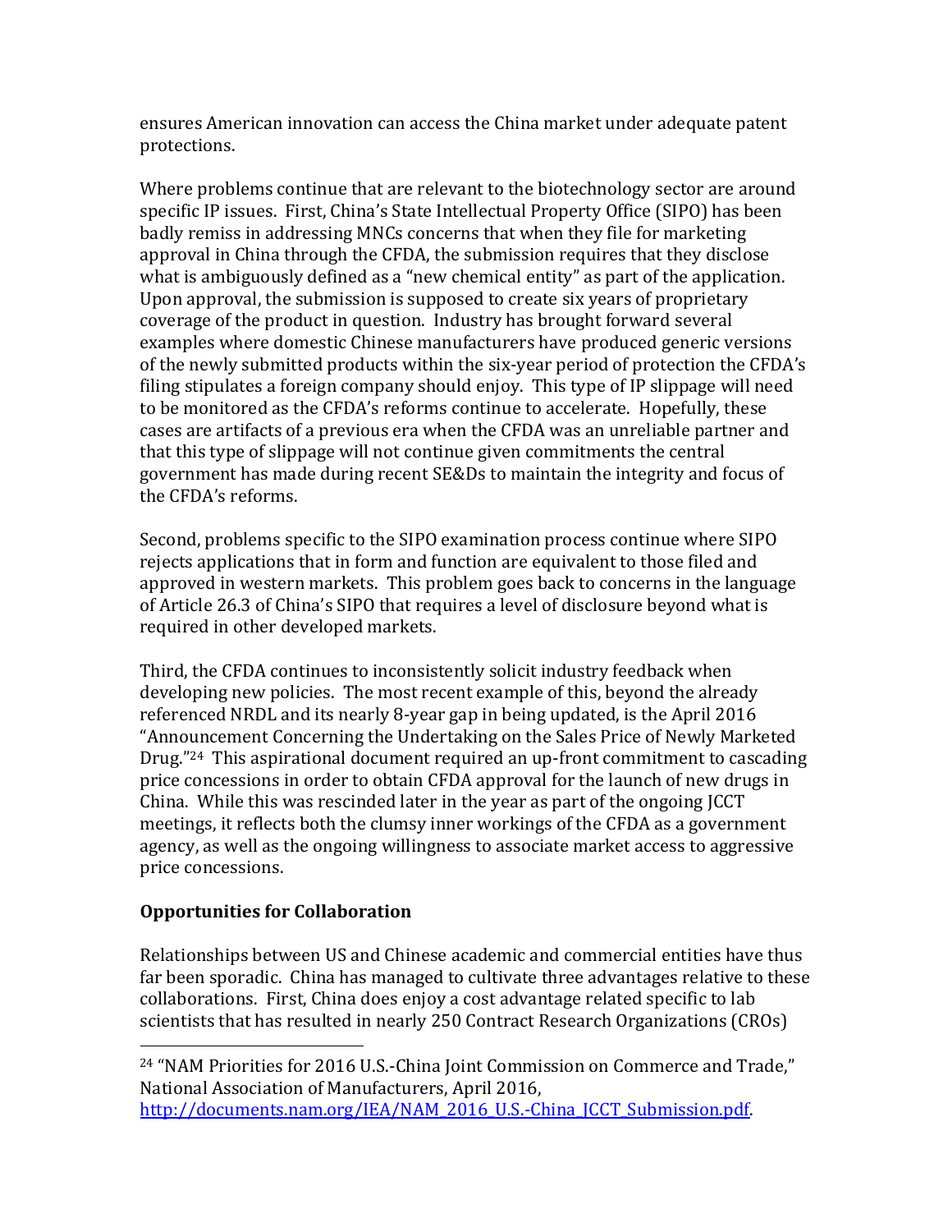ensures American innovation can access the China market under adequate patent protections.

Where problems continue that are relevant to the biotechnology sector are around specific IP issues. First, China's State Intellectual Property Office (SIPO) has been badly remiss in addressing MNCs concerns that when they file for marketing approval in China through the CFDA, the submission requires that they disclose what is ambiguously defined as a "new chemical entity" as part of the application. Upon approval, the submission is supposed to create six years of proprietary coverage of the product in question. Industry has brought forward several examples where domestic Chinese manufacturers have produced generic versions of the newly submitted products within the six-year period of protection the CFDA's filing stipulates a foreign company should enjoy. This type of IP slippage will need to be monitored as the CFDA's reforms continue to accelerate. Hopefully, these cases are artifacts of a previous era when the CFDA was an unreliable partner and that this type of slippage will not continue given commitments the central government has made during recent SE&Ds to maintain the integrity and focus of the CFDA's reforms.

Second, problems specific to the SIPO examination process continue where SIPO rejects applications that in form and function are equivalent to those filed and approved in western markets. This problem goes back to concerns in the language of Article 26.3 of China's SIPO that requires a level of disclosure beyond what is required in other developed markets.

Third, the CFDA continues to inconsistently solicit industry feedback when developing new policies. The most recent example of this, beyond the already referenced NRDL and its nearly 8-year gap in being updated, is the April 2016 "Announcement Concerning the Undertaking on the Sales Price of Newly Marketed Drug."[24] This aspirational document required an up-front commitment to cascading price concessions in order to obtain CFDA approval for the launch of new drugs in China. While this was rescinded later in the year as part of the ongoing JCCT meetings, it reflects both the clumsy inner workings of the CFDA as a government agency, as well as the ongoing willingness to associate market access to aggressive price concessions.

**Opportunities for Collaboration**

Relationships between US and Chinese academic and commercial entities have thus far been sporadic. China has managed to cultivate three advantages relative to these collaborations. First, China does enjoy a cost advantage related specific to lab scientists that has resulted in nearly 250 Contract Research Organizations (CROs)

---

[24] "NAM Priorities for 2016 U.S.-China Joint Commission on Commerce and Trade," National Association of Manufacturers, April 2016, http://documents.nam.org/IEA/NAM_2016_U.S.-China_JCCT_Submission.pdf.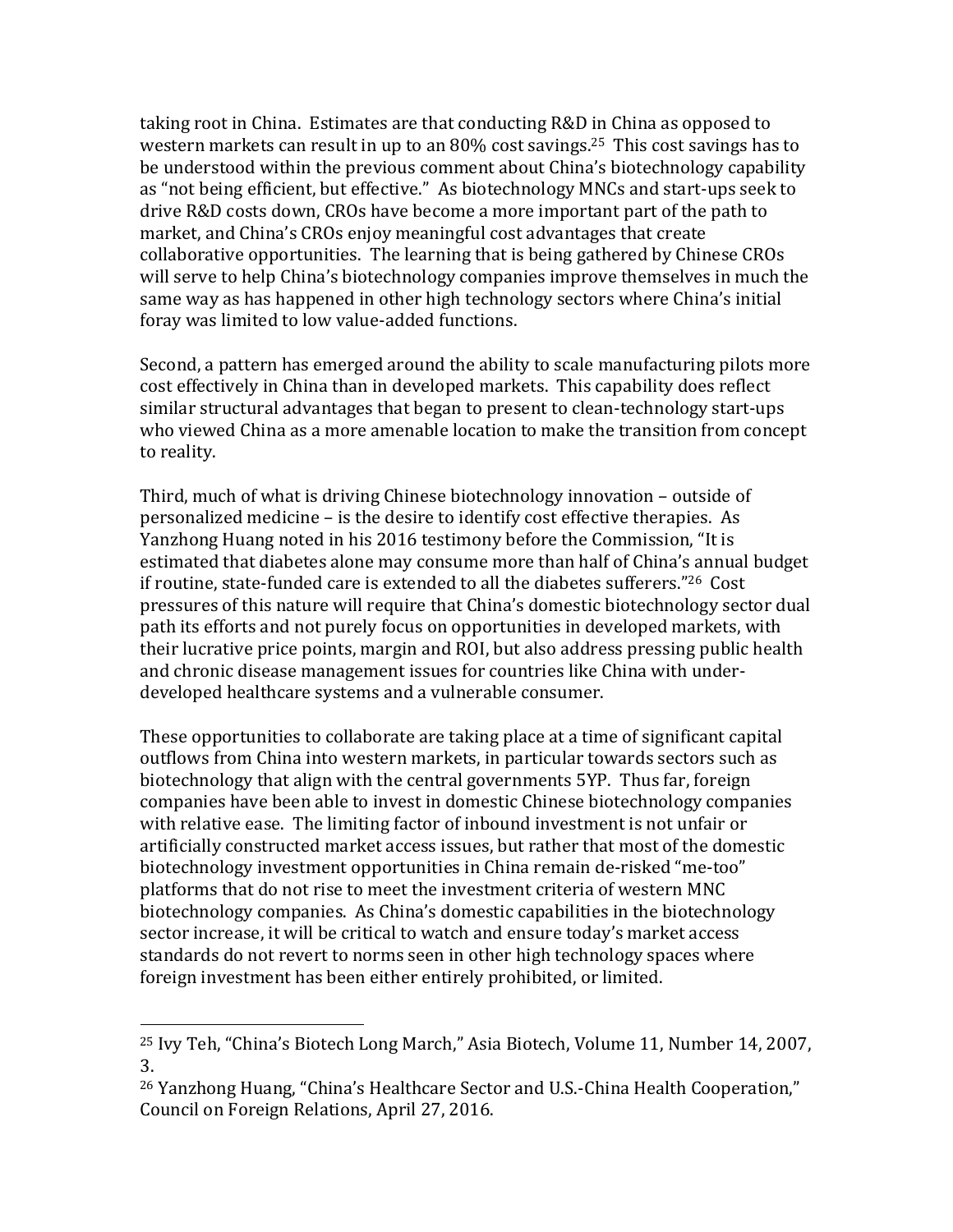taking root in China. Estimates are that conducting R&D in China as opposed to western markets can result in up to an 80% cost savings.[25] This cost savings has to be understood within the previous comment about China's biotechnology capability as "not being efficient, but effective." As biotechnology MNCs and start-ups seek to drive R&D costs down, CROs have become a more important part of the path to market, and China's CROs enjoy meaningful cost advantages that create collaborative opportunities. The learning that is being gathered by Chinese CROs will serve to help China's biotechnology companies improve themselves in much the same way as has happened in other high technology sectors where China's initial foray was limited to low value-added functions.

Second, a pattern has emerged around the ability to scale manufacturing pilots more cost effectively in China than in developed markets. This capability does reflect similar structural advantages that began to present to clean-technology start-ups who viewed China as a more amenable location to make the transition from concept to reality.

Third, much of what is driving Chinese biotechnology innovation – outside of personalized medicine – is the desire to identify cost effective therapies. As Yanzhong Huang noted in his 2016 testimony before the Commission, "It is estimated that diabetes alone may consume more than half of China's annual budget if routine, state-funded care is extended to all the diabetes sufferers."[26] Cost pressures of this nature will require that China's domestic biotechnology sector dual path its efforts and not purely focus on opportunities in developed markets, with their lucrative price points, margin and ROI, but also address pressing public health and chronic disease management issues for countries like China with under-developed healthcare systems and a vulnerable consumer.

These opportunities to collaborate are taking place at a time of significant capital outflows from China into western markets, in particular towards sectors such as biotechnology that align with the central governments 5YP. Thus far, foreign companies have been able to invest in domestic Chinese biotechnology companies with relative ease. The limiting factor of inbound investment is not unfair or artificially constructed market access issues, but rather that most of the domestic biotechnology investment opportunities in China remain de-risked "me-too" platforms that do not rise to meet the investment criteria of western MNC biotechnology companies. As China's domestic capabilities in the biotechnology sector increase, it will be critical to watch and ensure today's market access standards do not revert to norms seen in other high technology spaces where foreign investment has been either entirely prohibited, or limited.

---

[25] Ivy Teh, "China's Biotech Long March," Asia Biotech, Volume 11, Number 14, 2007, 3.

[26] Yanzhong Huang, "China's Healthcare Sector and U.S.-China Health Cooperation," Council on Foreign Relations, April 27, 2016.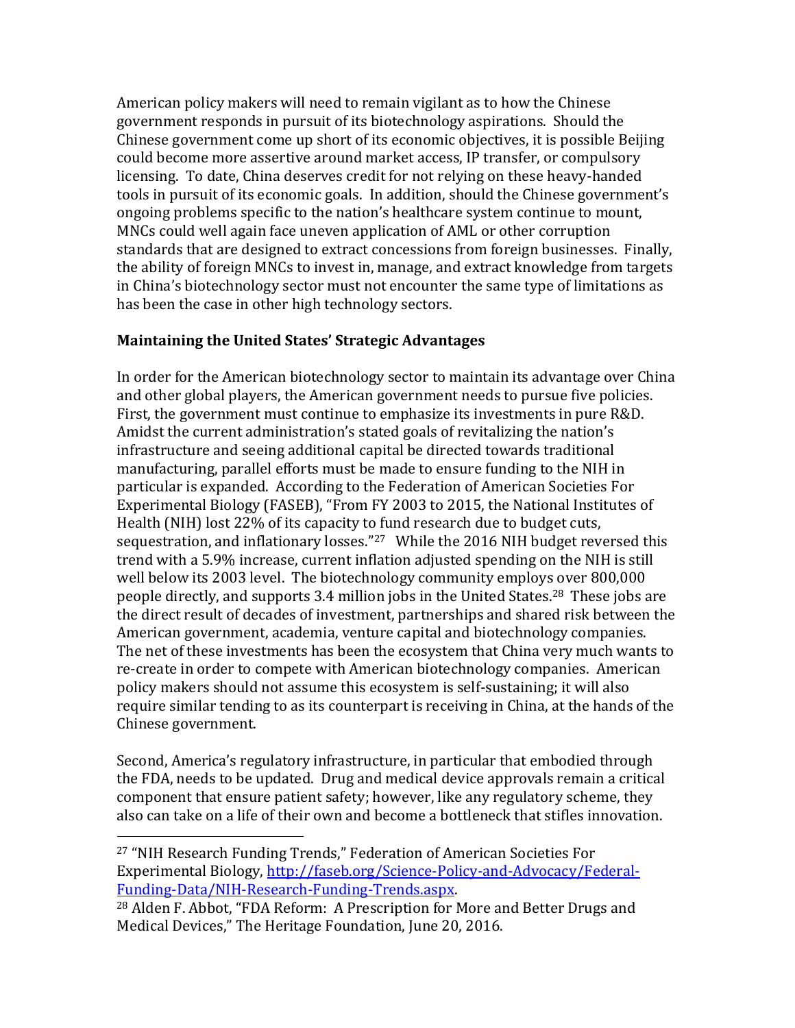American policy makers will need to remain vigilant as to how the Chinese government responds in pursuit of its biotechnology aspirations. Should the Chinese government come up short of its economic objectives, it is possible Beijing could become more assertive around market access, IP transfer, or compulsory licensing. To date, China deserves credit for not relying on these heavy-handed tools in pursuit of its economic goals. In addition, should the Chinese government's ongoing problems specific to the nation's healthcare system continue to mount, MNCs could well again face uneven application of AML or other corruption standards that are designed to extract concessions from foreign businesses. Finally, the ability of foreign MNCs to invest in, manage, and extract knowledge from targets in China's biotechnology sector must not encounter the same type of limitations as has been the case in other high technology sectors.

**Maintaining the United States' Strategic Advantages**

In order for the American biotechnology sector to maintain its advantage over China and other global players, the American government needs to pursue five policies. First, the government must continue to emphasize its investments in pure R&D. Amidst the current administration's stated goals of revitalizing the nation's infrastructure and seeing additional capital be directed towards traditional manufacturing, parallel efforts must be made to ensure funding to the NIH in particular is expanded. According to the Federation of American Societies For Experimental Biology (FASEB), "From FY 2003 to 2015, the National Institutes of Health (NIH) lost 22% of its capacity to fund research due to budget cuts, sequestration, and inflationary losses."[27] While the 2016 NIH budget reversed this trend with a 5.9% increase, current inflation adjusted spending on the NIH is still well below its 2003 level. The biotechnology community employs over 800,000 people directly, and supports 3.4 million jobs in the United States.[28] These jobs are the direct result of decades of investment, partnerships and shared risk between the American government, academia, venture capital and biotechnology companies. The net of these investments has been the ecosystem that China very much wants to re-create in order to compete with American biotechnology companies. American policy makers should not assume this ecosystem is self-sustaining; it will also require similar tending to as its counterpart is receiving in China, at the hands of the Chinese government.

Second, America's regulatory infrastructure, in particular that embodied through the FDA, needs to be updated. Drug and medical device approvals remain a critical component that ensure patient safety; however, like any regulatory scheme, they also can take on a life of their own and become a bottleneck that stifles innovation.

---

[27] "NIH Research Funding Trends," Federation of American Societies For Experimental Biology, http://faseb.org/Science-Policy-and-Advocacy/Federal-Funding-Data/NIH-Research-Funding-Trends.aspx.

[28] Alden F. Abbot, "FDA Reform: A Prescription for More and Better Drugs and Medical Devices," The Heritage Foundation, June 20, 2016.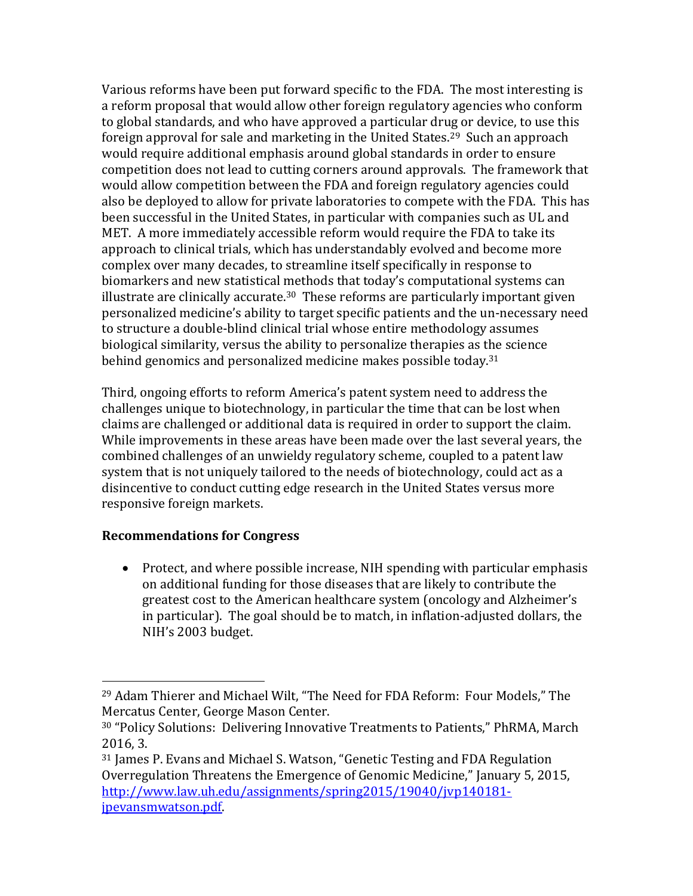Various reforms have been put forward specific to the FDA. The most interesting is a reform proposal that would allow other foreign regulatory agencies who conform to global standards, and who have approved a particular drug or device, to use this foreign approval for sale and marketing in the United States.[29] Such an approach would require additional emphasis around global standards in order to ensure competition does not lead to cutting corners around approvals. The framework that would allow competition between the FDA and foreign regulatory agencies could also be deployed to allow for private laboratories to compete with the FDA. This has been successful in the United States, in particular with companies such as UL and MET. A more immediately accessible reform would require the FDA to take its approach to clinical trials, which has understandably evolved and become more complex over many decades, to streamline itself specifically in response to biomarkers and new statistical methods that today's computational systems can illustrate are clinically accurate.[30] These reforms are particularly important given personalized medicine's ability to target specific patients and the un-necessary need to structure a double-blind clinical trial whose entire methodology assumes biological similarity, versus the ability to personalize therapies as the science behind genomics and personalized medicine makes possible today.[31]

Third, ongoing efforts to reform America's patent system need to address the challenges unique to biotechnology, in particular the time that can be lost when claims are challenged or additional data is required in order to support the claim. While improvements in these areas have been made over the last several years, the combined challenges of an unwieldy regulatory scheme, coupled to a patent law system that is not uniquely tailored to the needs of biotechnology, could act as a disincentive to conduct cutting edge research in the United States versus more responsive foreign markets.

**Recommendations for Congress**

- Protect, and where possible increase, NIH spending with particular emphasis on additional funding for those diseases that are likely to contribute the greatest cost to the American healthcare system (oncology and Alzheimer's in particular). The goal should be to match, in inflation-adjusted dollars, the NIH's 2003 budget.

---

[29] Adam Thierer and Michael Wilt, "The Need for FDA Reform: Four Models," The Mercatus Center, George Mason Center.

[30] "Policy Solutions: Delivering Innovative Treatments to Patients," PhRMA, March 2016, 3.

[31] James P. Evans and Michael S. Watson, "Genetic Testing and FDA Regulation Overregulation Threatens the Emergence of Genomic Medicine," January 5, 2015, http://www.law.uh.edu/assignments/spring2015/19040/jvp140181-jpevansmwatson.pdf.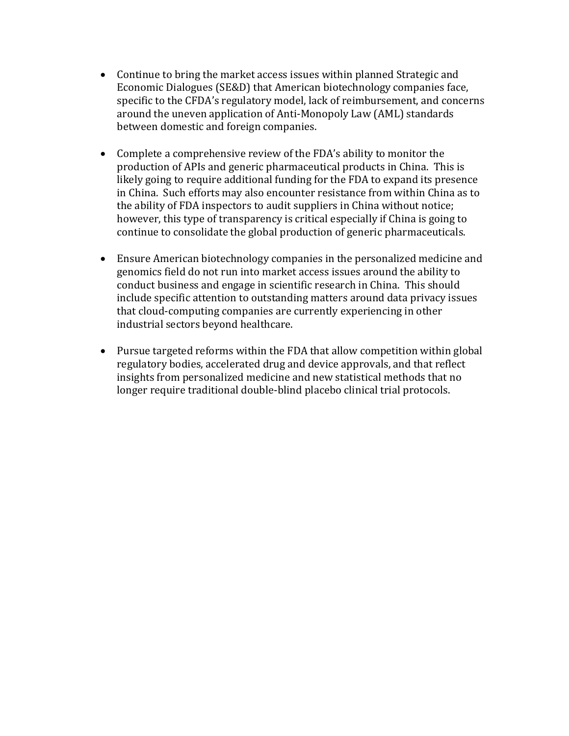- Continue to bring the market access issues within planned Strategic and Economic Dialogues (SE&D) that American biotechnology companies face, specific to the CFDA's regulatory model, lack of reimbursement, and concerns around the uneven application of Anti-Monopoly Law (AML) standards between domestic and foreign companies.

- Complete a comprehensive review of the FDA's ability to monitor the production of APIs and generic pharmaceutical products in China. This is likely going to require additional funding for the FDA to expand its presence in China. Such efforts may also encounter resistance from within China as to the ability of FDA inspectors to audit suppliers in China without notice; however, this type of transparency is critical especially if China is going to continue to consolidate the global production of generic pharmaceuticals.

- Ensure American biotechnology companies in the personalized medicine and genomics field do not run into market access issues around the ability to conduct business and engage in scientific research in China. This should include specific attention to outstanding matters around data privacy issues that cloud-computing companies are currently experiencing in other industrial sectors beyond healthcare.

- Pursue targeted reforms within the FDA that allow competition within global regulatory bodies, accelerated drug and device approvals, and that reflect insights from personalized medicine and new statistical methods that no longer require traditional double-blind placebo clinical trial protocols.